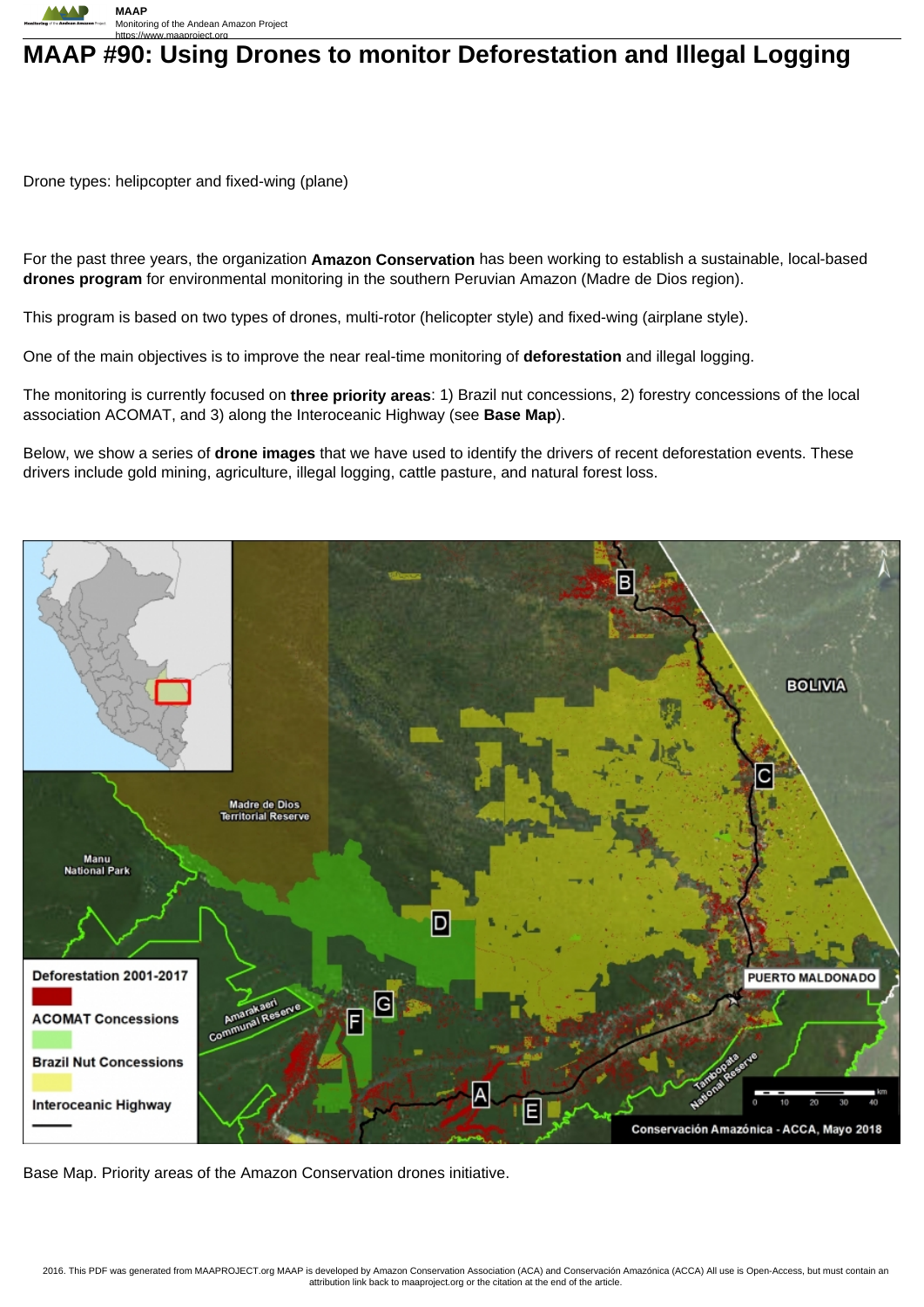# MAAP #90: Using Drones to monitor Deforestation and Illegal Logging

Drone types: helipcopter and fixed-wing (plane)

For the past three years, the organization **Amazon Conservation** has been working to establish a sustainable, local-based **drones program** for environmental monitoring in the southern Peruvian Amazon (Madre de Dios region).

This program is based on two types of drones, multi-rotor (helicopter style) and fixed-wing (airplane style).

One of the main objectives is to improve the near real-time monitoring of **deforestation** and illegal logging.

The monitoring is currently focused on **three priority areas**: 1) Brazil nut concessions, 2) forestry concessions of the local association ACOMAT, and 3) along the Interoceanic Highway (see **Base Map**).

Below, we show a series of **drone images** that we have used to identify the drivers of recent deforestation events. These drivers include gold mining, agriculture, illegal logging, cattle pasture, and natural forest loss.

Base Map. Priority areas of the Amazon Conservation drones initiative.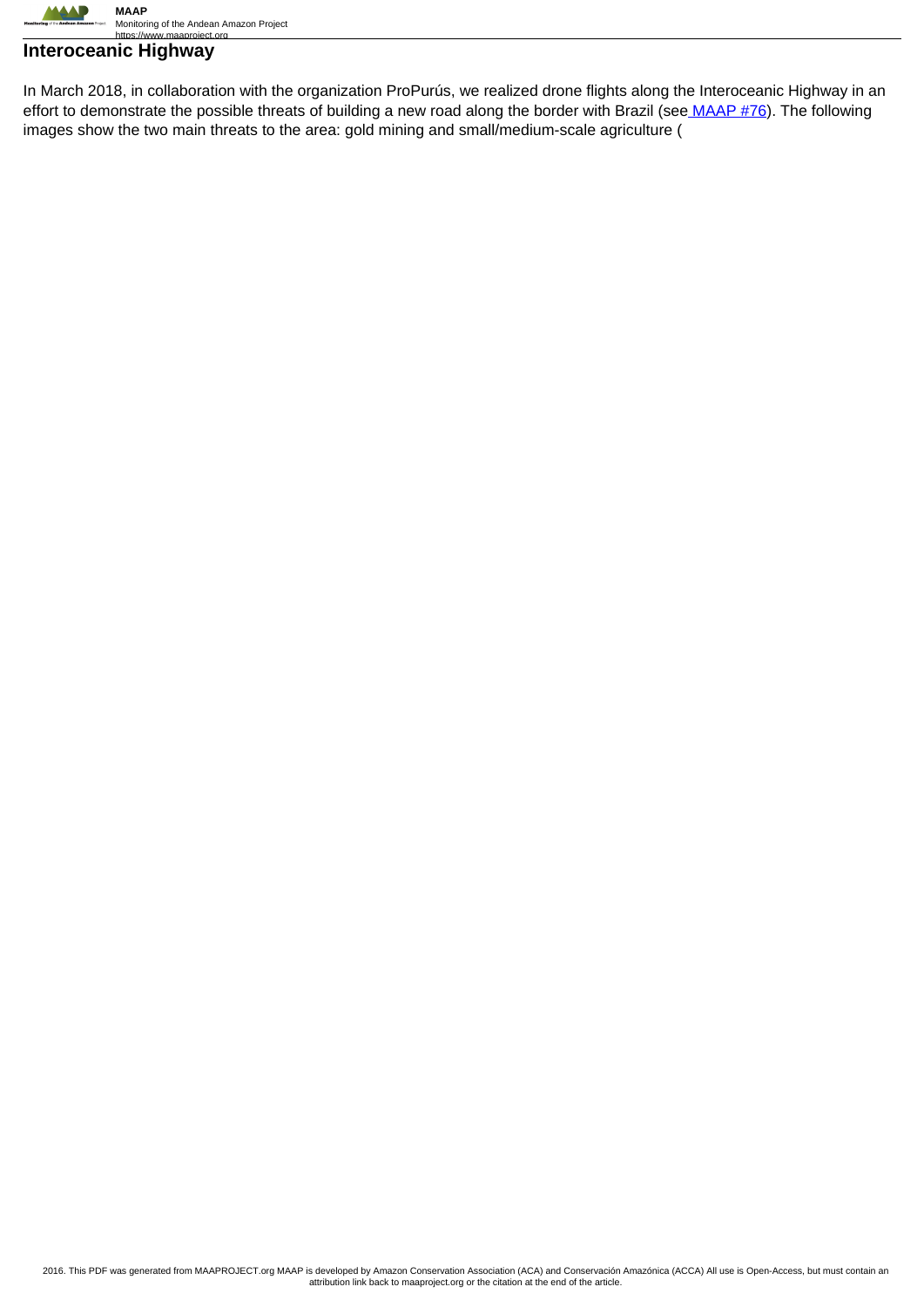## Interoceanic Highway

In March 2018, in collaboration with the organization ProPurús, we realized drone flights along the Interoceanic Highway in an effort to demonstrate the possible threats of building a new road along the border with Brazil (see MAAP #76). The following images show the two main threats to the area: gold mining and small/medium-scale agriculture (